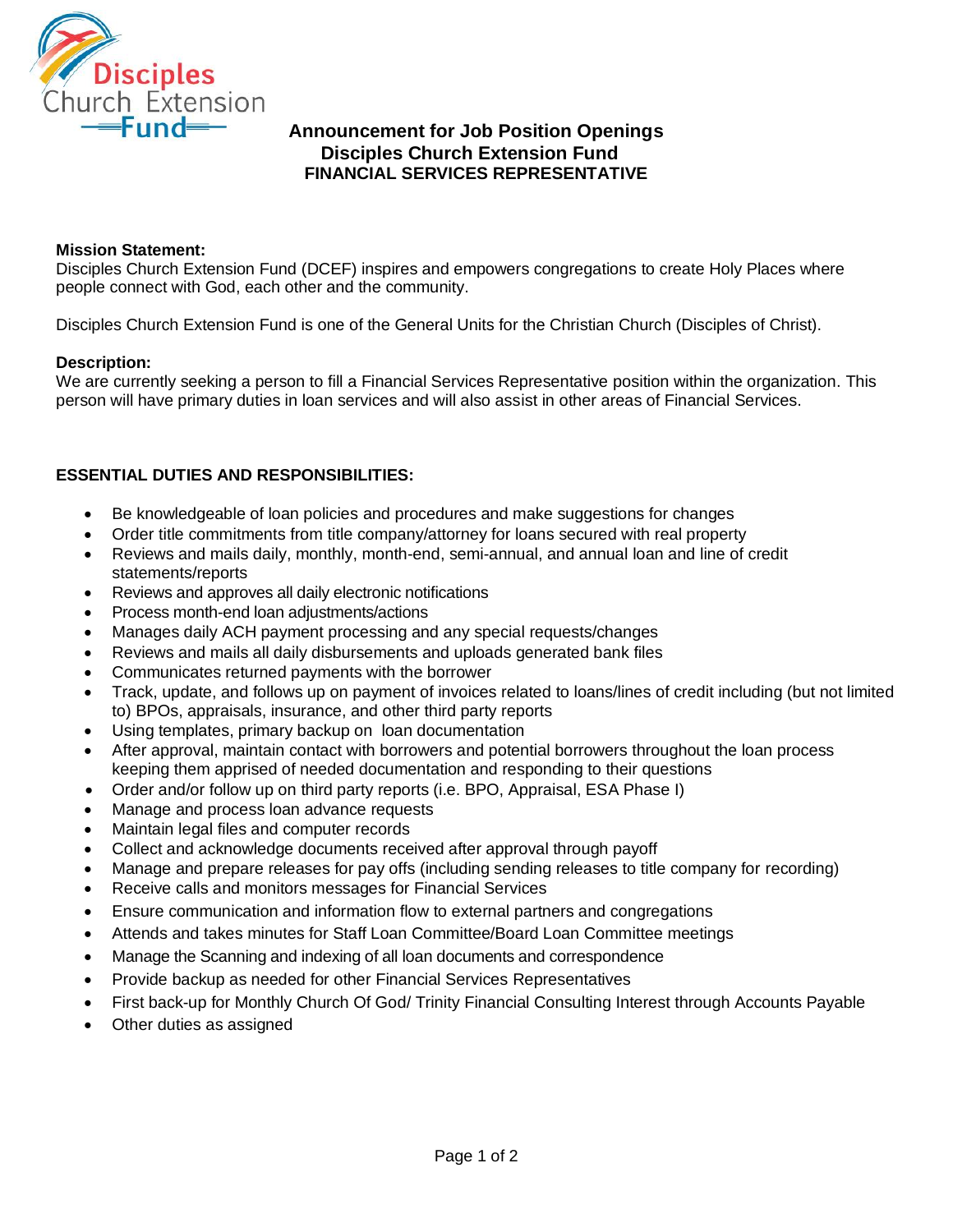# Announcement for Job Position Openings
## Disciples Church Extension Fund
### FINANCIAL SERVICES REPRESENTATIVE

**Mission Statement:**
Disciples Church Extension Fund (DCEF) inspires and empowers congregations to create Holy Places where people connect with God, each other and the community.

Disciples Church Extension Fund is one of the General Units for the Christian Church (Disciples of Christ).

**Description:**
We are currently seeking a person to fill a Financial Services Representative position within the organization. This person will have primary duties in loan services and will also assist in other areas of Financial Services.

**ESSENTIAL DUTIES AND RESPONSIBILITIES:**

- Be knowledgeable of loan policies and procedures and make suggestions for changes
- Order title commitments from title company/attorney for loans secured with real property
- Reviews and mails daily, monthly, month-end, semi-annual, and annual loan and line of credit statements/reports
- Reviews and approves all daily electronic notifications
- Process month-end loan adjustments/actions
- Manages daily ACH payment processing and any special requests/changes
- Reviews and mails all daily disbursements and uploads generated bank files
- Communicates returned payments with the borrower
- Track, update, and follows up on payment of invoices related to loans/lines of credit including (but not limited to) BPOs, appraisals, insurance, and other third party reports
- Using templates, primary backup on loan documentation
- After approval, maintain contact with borrowers and potential borrowers throughout the loan process keeping them apprised of needed documentation and responding to their questions
- Order and/or follow up on third party reports (i.e. BPO, Appraisal, ESA Phase I)
- Manage and process loan advance requests
- Maintain legal files and computer records
- Collect and acknowledge documents received after approval through payoff
- Manage and prepare releases for pay offs (including sending releases to title company for recording)
- Receive calls and monitors messages for Financial Services
- Ensure communication and information flow to external partners and congregations
- Attends and takes minutes for Staff Loan Committee/Board Loan Committee meetings
- Manage the Scanning and indexing of all loan documents and correspondence
- Provide backup as needed for other Financial Services Representatives
- First back-up for Monthly Church Of God/ Trinity Financial Consulting Interest through Accounts Payable
- Other duties as assigned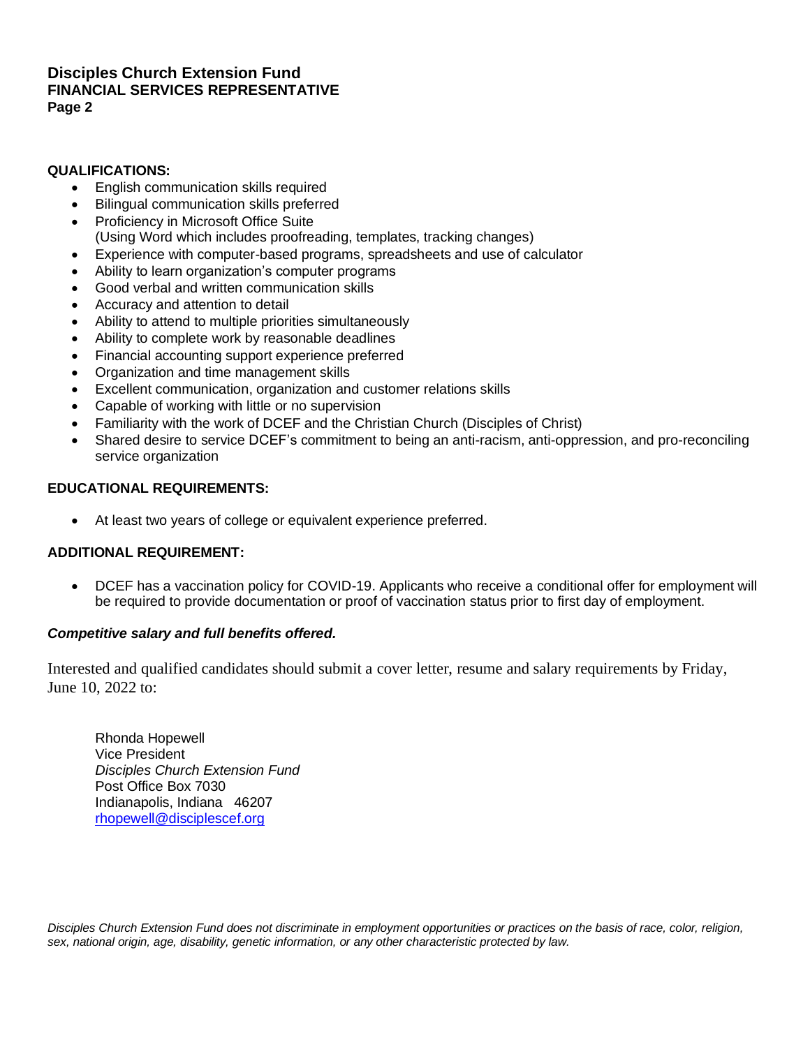## QUALIFICATIONS:

- English communication skills required
- Bilingual communication skills preferred
- Proficiency in Microsoft Office Suite
  (Using Word which includes proofreading, templates, tracking changes)
- Experience with computer-based programs, spreadsheets and use of calculator
- Ability to learn organization's computer programs
- Good verbal and written communication skills
- Accuracy and attention to detail
- Ability to attend to multiple priorities simultaneously
- Ability to complete work by reasonable deadlines
- Financial accounting support experience preferred
- Organization and time management skills
- Excellent communication, organization and customer relations skills
- Capable of working with little or no supervision
- Familiarity with the work of DCEF and the Christian Church (Disciples of Christ)
- Shared desire to service DCEF's commitment to being an anti-racism, anti-oppression, and pro-reconciling service organization

## EDUCATIONAL REQUIREMENTS:

- At least two years of college or equivalent experience preferred.

## ADDITIONAL REQUIREMENT:

- DCEF has a vaccination policy for COVID-19. Applicants who receive a conditional offer for employment will be required to provide documentation or proof of vaccination status prior to first day of employment.

***Competitive salary and full benefits offered.***

Interested and qualified candidates should submit a cover letter, resume and salary requirements by Friday, June 10, 2022 to:

Rhonda Hopewell
Vice President
*Disciples Church Extension Fund*
Post Office Box 7030
Indianapolis, Indiana 46207
rhopewell@disciplescef.org

*Disciples Church Extension Fund does not discriminate in employment opportunities or practices on the basis of race, color, religion, sex, national origin, age, disability, genetic information, or any other characteristic protected by law.*